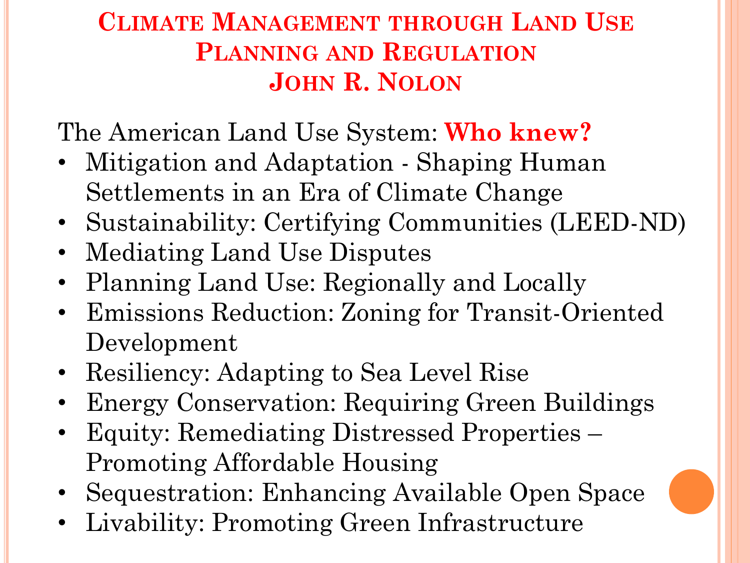# Climate Management through Land Use Planning and Regulation
## John R. Nolon

The American Land Use System: **Who knew?**

- Mitigation and Adaptation - Shaping Human Settlements in an Era of Climate Change
- Sustainability: Certifying Communities (LEED-ND)
- Mediating Land Use Disputes
- Planning Land Use: Regionally and Locally
- Emissions Reduction: Zoning for Transit-Oriented Development
- Resiliency: Adapting to Sea Level Rise
- Energy Conservation: Requiring Green Buildings
- Equity: Remediating Distressed Properties – Promoting Affordable Housing
- Sequestration: Enhancing Available Open Space
- Livability: Promoting Green Infrastructure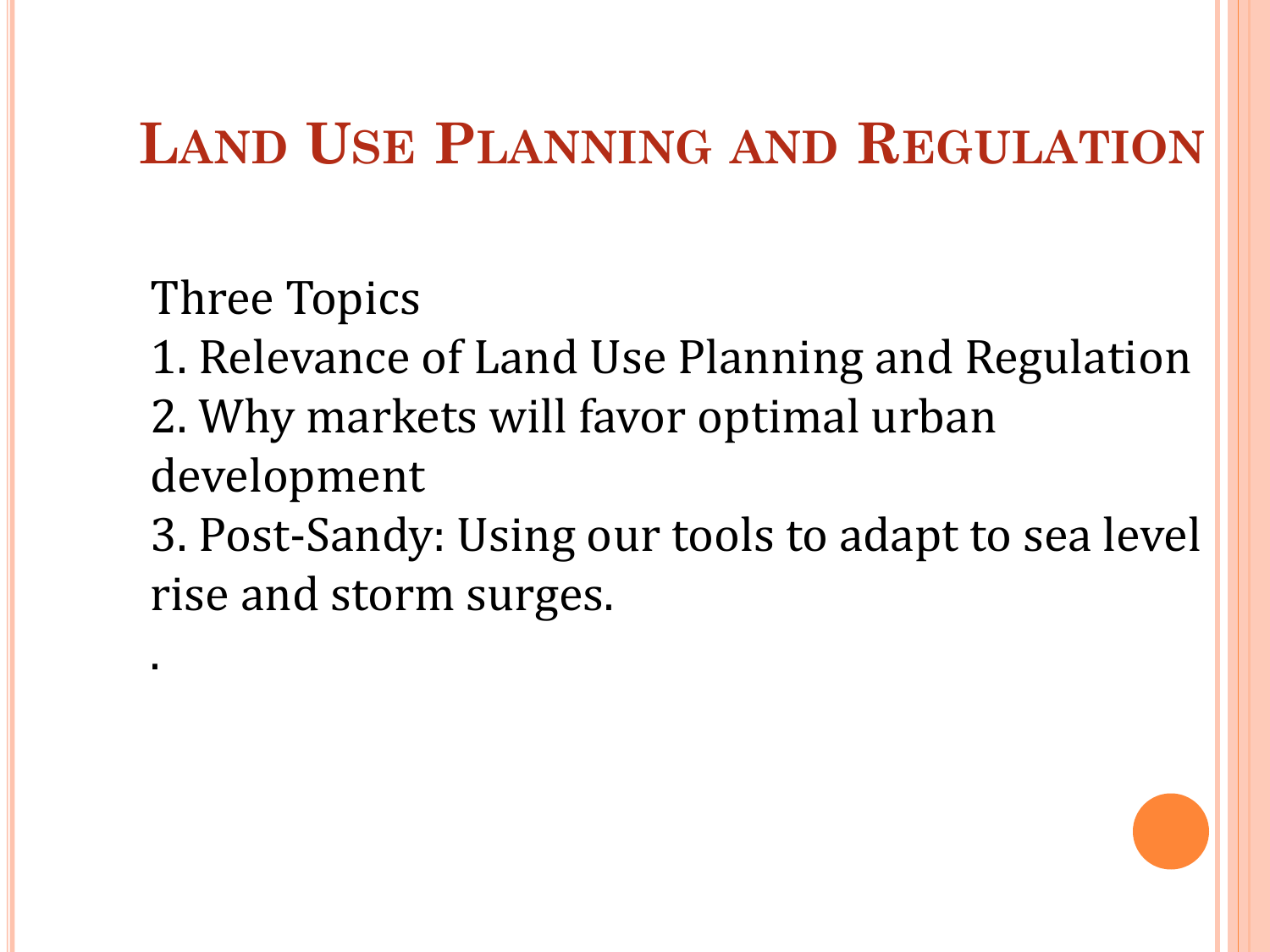# Land Use Planning and Regulation

Three Topics

1. Relevance of Land Use Planning and Regulation
2. Why markets will favor optimal urban development
3. Post-Sandy: Using our tools to adapt to sea level rise and storm surges.

.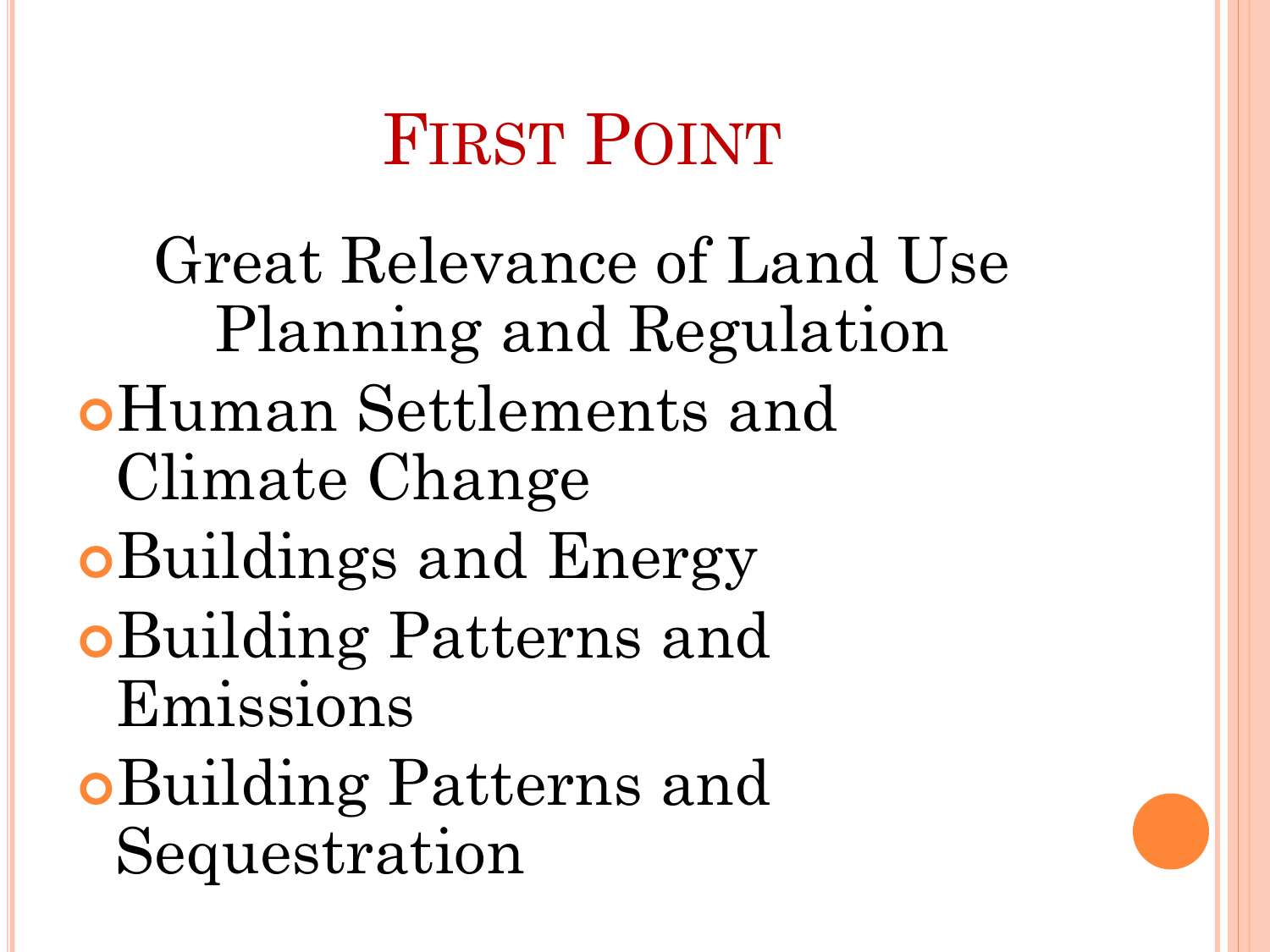# First Point

Great Relevance of Land Use Planning and Regulation

- Human Settlements and Climate Change
- Buildings and Energy
- Building Patterns and Emissions
- Building Patterns and Sequestration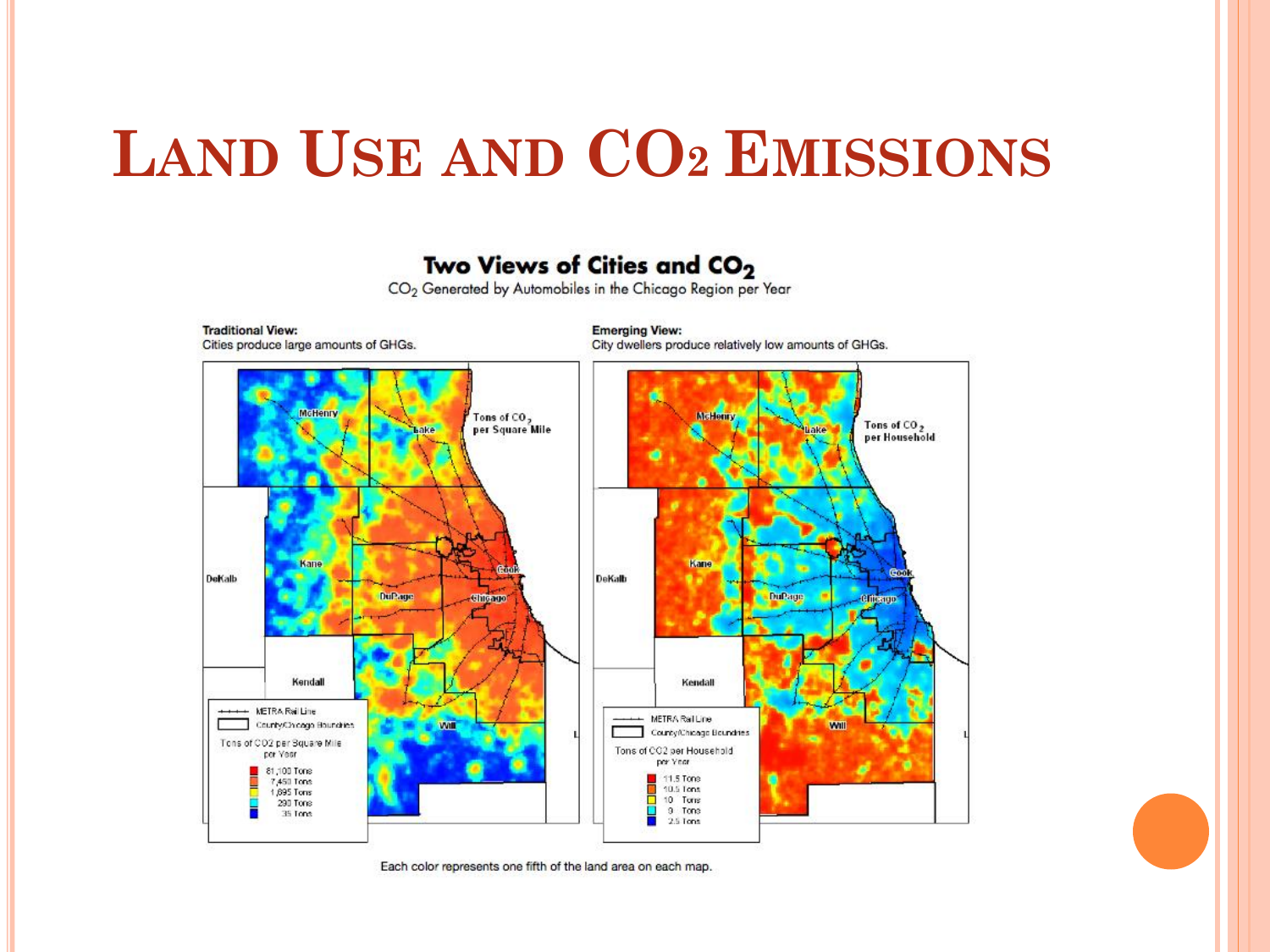# LAND USE AND $CO_2$ EMISSIONS

**Two Views of Cities and $CO_2$**

$CO_2$ Generated by Automobiles in the Chicago Region per Year

**Traditional View:**
Cities produce large amounts of GHGs.

Tons of $CO_2$ per Square Mile

McHenry, Lake, Kane, DeKalb, DuPage, Cook, Chicago, Kendall, Will

METRA Rail Line
County/Chicago Boundaries

Tons of CO2 per Square Mile per Year

- 81,100 Tons
- 7,450 Tons
- 1,895 Tons
- 290 Tons
- 35 Tons

**Emerging View:**
City dwellers produce relatively low amounts of GHGs.

Tons of $CO_2$ per Household

McHenry, Lake, Kane, DeKalb, DuPage, Cook, Chicago, Kendall, Will

METRA Rail Line
County/Chicago Boundaries

Tons of CO2 per Household per Year

- 11.5 Tons
- 10.5 Tons
- 10 Tons
- 9 Tons
- 2.5 Tons

Each color represents one fifth of the land area on each map.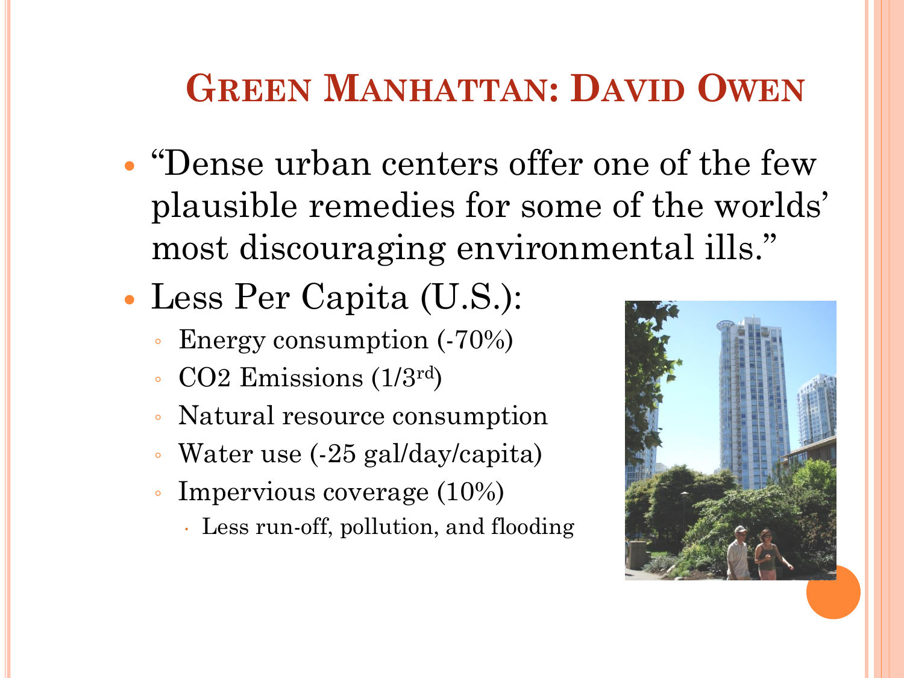# Green Manhattan: David Owen

- "Dense urban centers offer one of the few plausible remedies for some of the worlds' most discouraging environmental ills."
- Less Per Capita (U.S.):
  - Energy consumption (-70%)
  - $CO_2$ Emissions (1/3rd)
  - Natural resource consumption
  - Water use (-25 gal/day/capita)
  - Impervious coverage (10%)
    - Less run-off, pollution, and flooding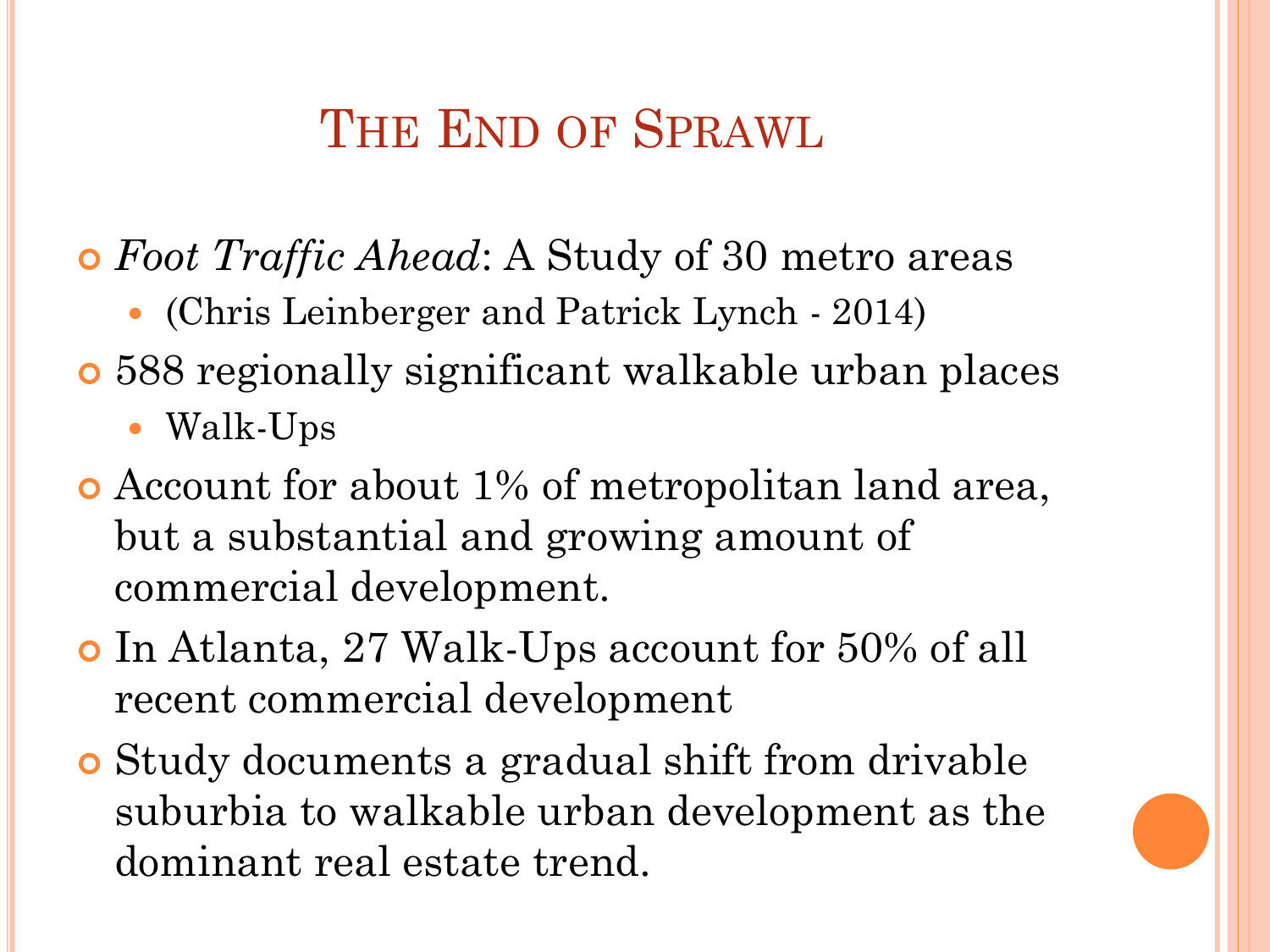# The End of Sprawl

- *Foot Traffic Ahead*: A Study of 30 metro areas
  - (Chris Leinberger and Patrick Lynch - 2014)
- 588 regionally significant walkable urban places
  - Walk-Ups
- Account for about 1% of metropolitan land area, but a substantial and growing amount of commercial development.
- In Atlanta, 27 Walk-Ups account for 50% of all recent commercial development
- Study documents a gradual shift from drivable suburbia to walkable urban development as the dominant real estate trend.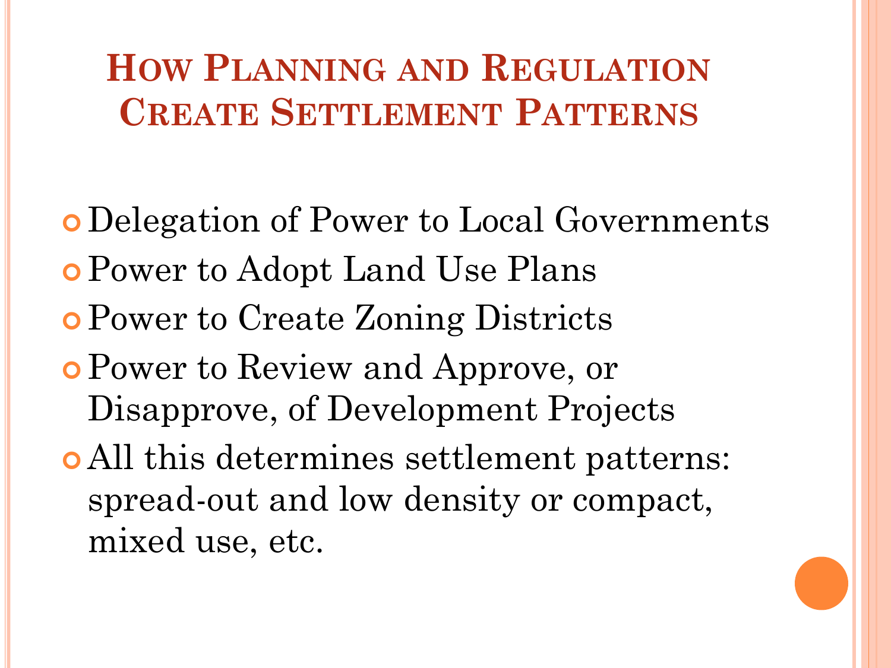# How Planning and Regulation Create Settlement Patterns

- Delegation of Power to Local Governments
- Power to Adopt Land Use Plans
- Power to Create Zoning Districts
- Power to Review and Approve, or Disapprove, of Development Projects
- All this determines settlement patterns: spread-out and low density or compact, mixed use, etc.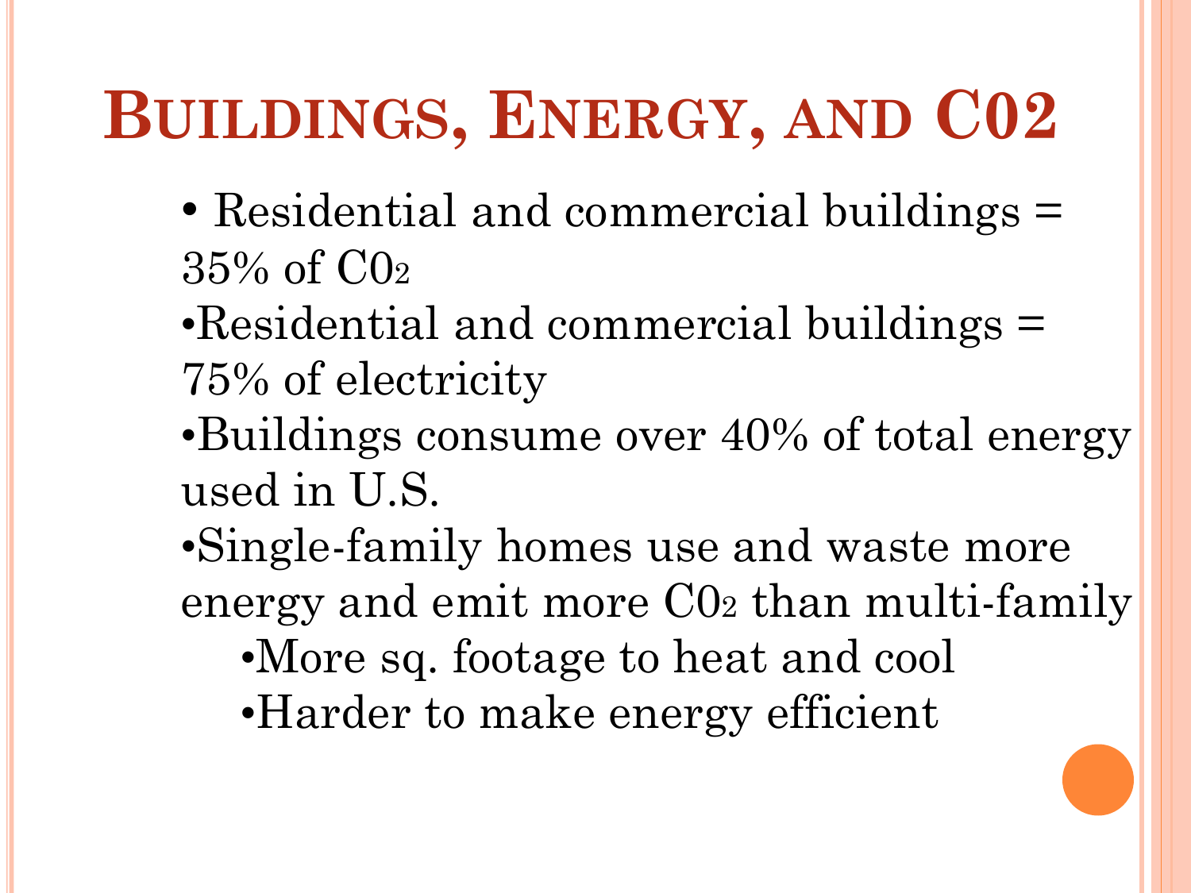# BUILDINGS, ENERGY, AND C02

- Residential and commercial buildings = 35% of $C0_2$
- Residential and commercial buildings = 75% of electricity
- Buildings consume over 40% of total energy used in U.S.
- Single-family homes use and waste more energy and emit more $C0_2$ than multi-family
  - More sq. footage to heat and cool
  - Harder to make energy efficient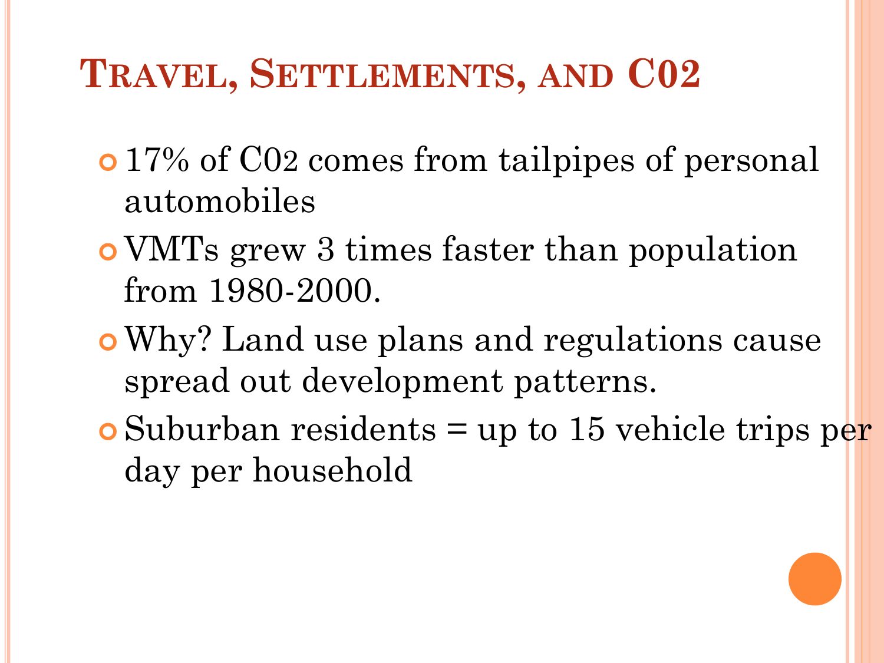# Travel, Settlements, and C02

- 17% of C02 comes from tailpipes of personal automobiles
- VMTs grew 3 times faster than population from 1980-2000.
- Why? Land use plans and regulations cause spread out development patterns.
- Suburban residents = up to 15 vehicle trips per day per household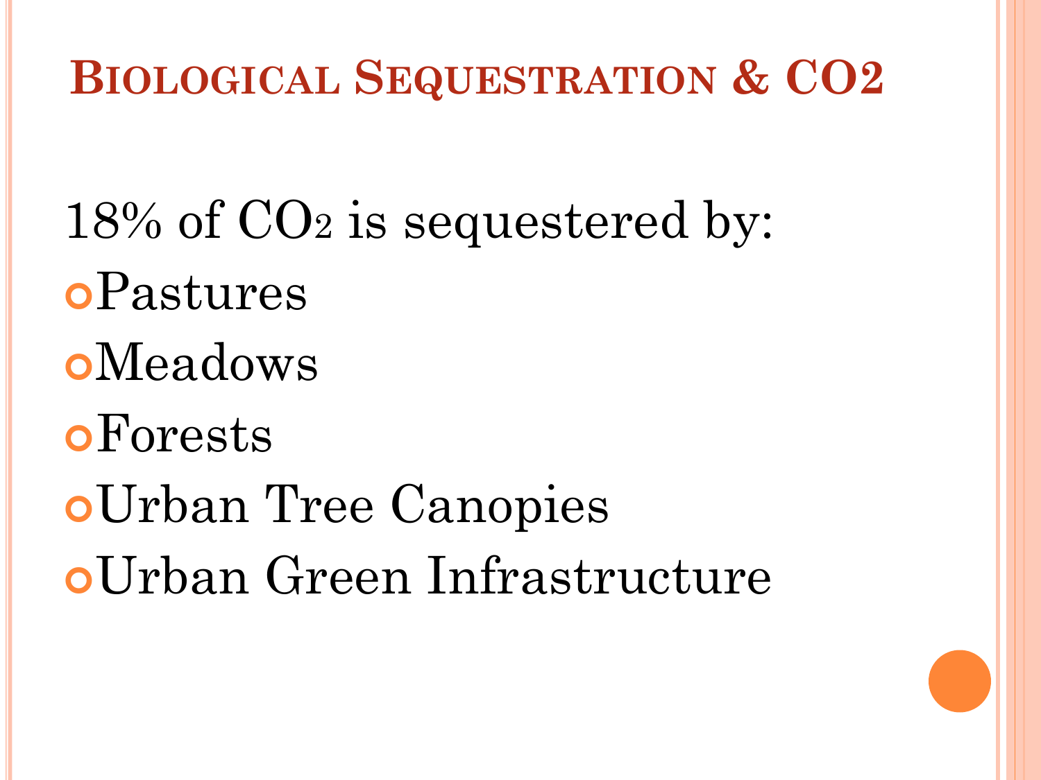## Biological Sequestration & CO2

18% of $CO_2$ is sequestered by:

- Pastures
- Meadows
- Forests
- Urban Tree Canopies
- Urban Green Infrastructure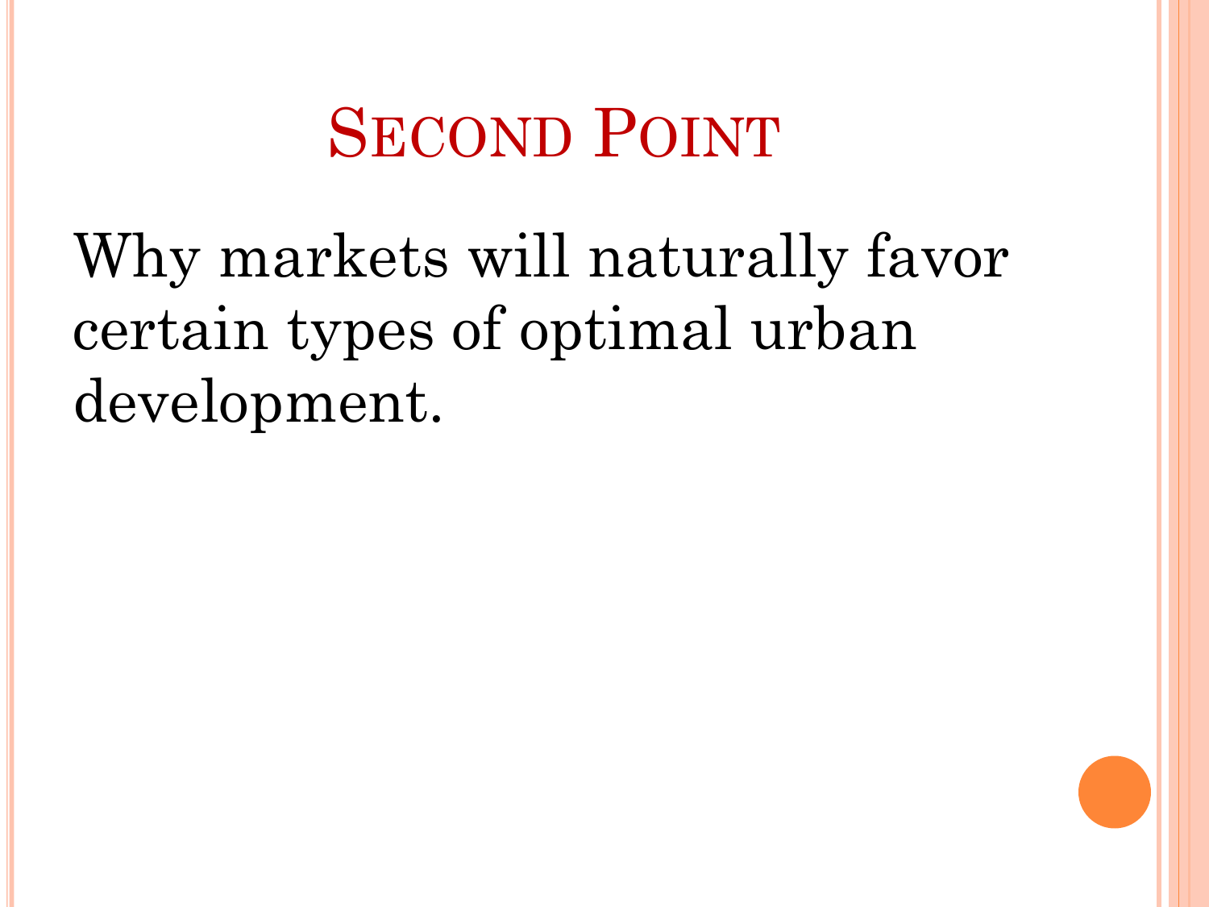# Second Point

Why markets will naturally favor certain types of optimal urban development.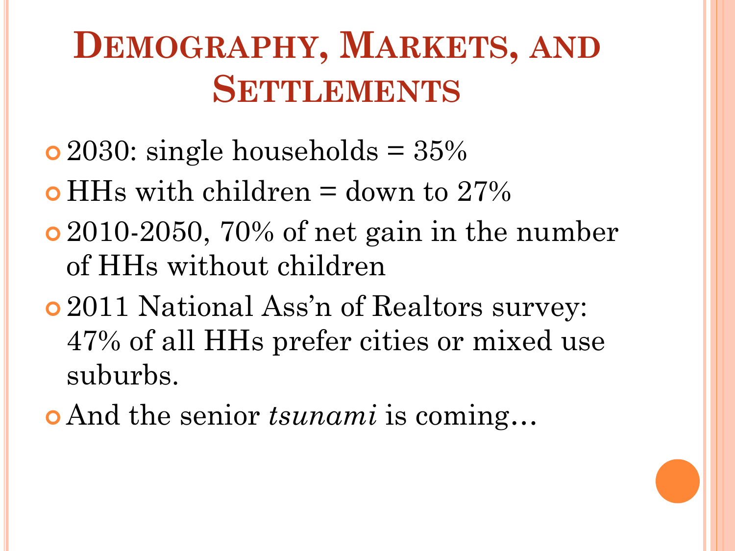# Demography, Markets, and Settlements

- 2030: single households = 35%
- HHs with children = down to 27%
- 2010-2050, 70% of net gain in the number of HHs without children
- 2011 National Ass'n of Realtors survey: 47% of all HHs prefer cities or mixed use suburbs.
- And the senior *tsunami* is coming…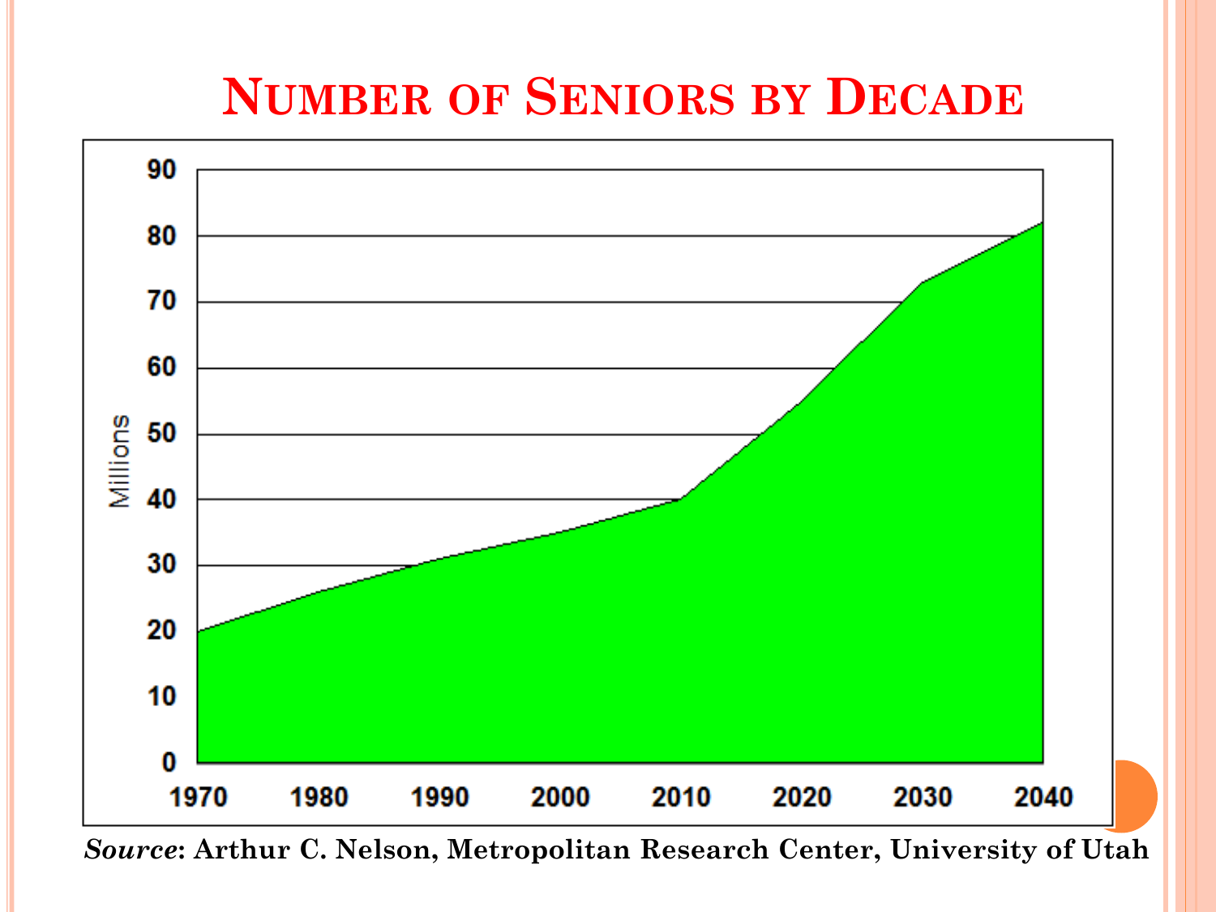# Number of Seniors by Decade

***Source*: Arthur C. Nelson, Metropolitan Research Center, University of Utah**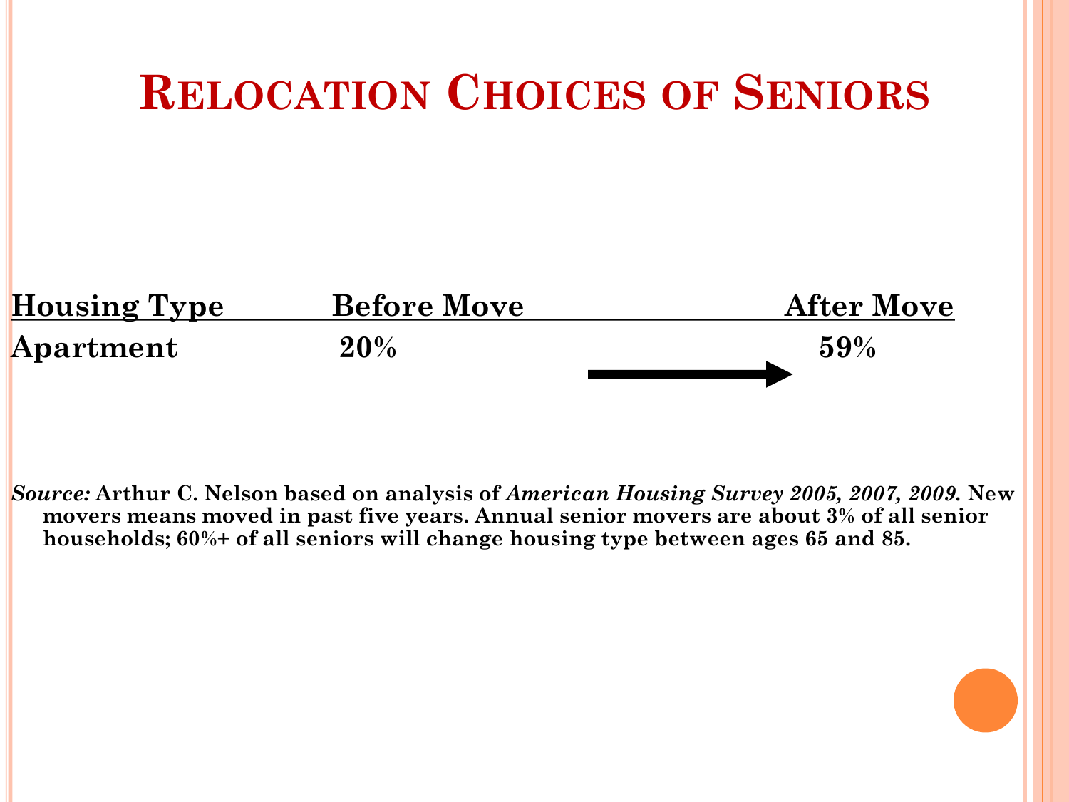# Relocation Choices of Seniors

| Housing Type | Before Move | After Move |
|---|---|---|
| Apartment | 20% | 59% |

*Source:* Arthur C. Nelson based on analysis of *American Housing Survey 2005, 2007, 2009.* New movers means moved in past five years. Annual senior movers are about 3% of all senior households; 60%+ of all seniors will change housing type between ages 65 and 85.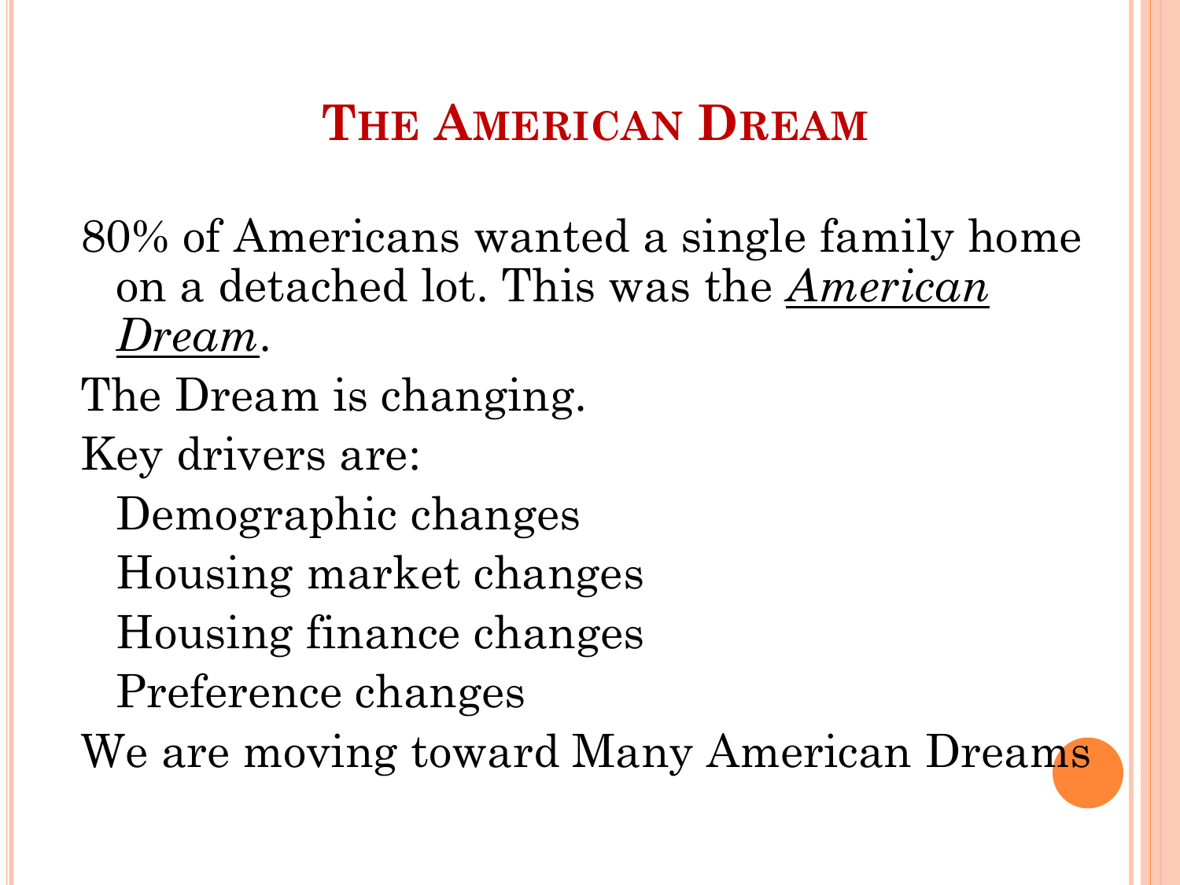# The American Dream

80% of Americans wanted a single family home on a detached lot. This was the _American Dream_.

The Dream is changing.

Key drivers are:

- Demographic changes
- Housing market changes
- Housing finance changes
- Preference changes

We are moving toward Many American Dreams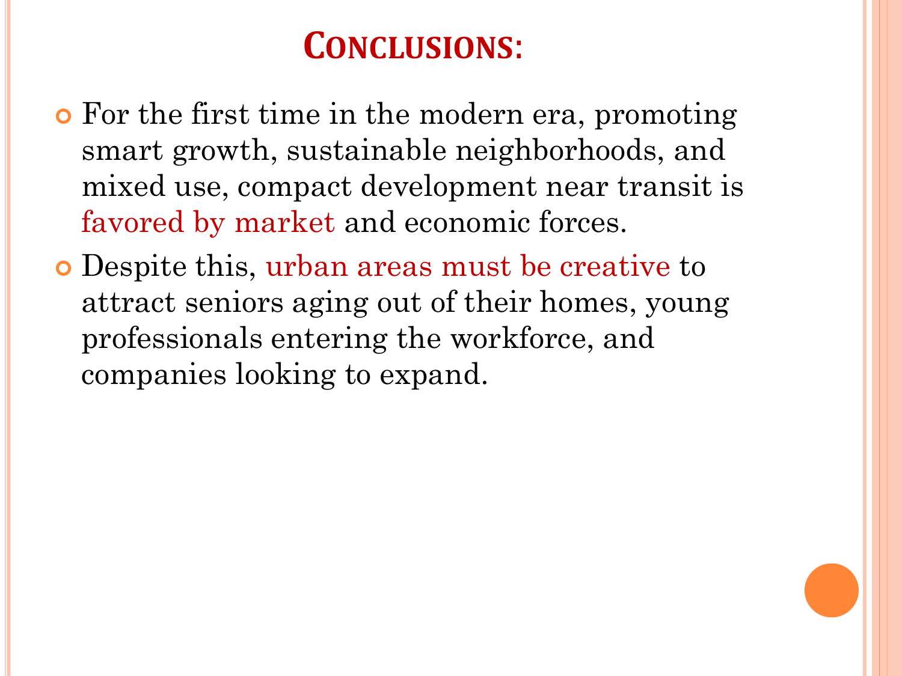# Conclusions:

- For the first time in the modern era, promoting smart growth, sustainable neighborhoods, and mixed use, compact development near transit is favored by market and economic forces.
- Despite this, urban areas must be creative to attract seniors aging out of their homes, young professionals entering the workforce, and companies looking to expand.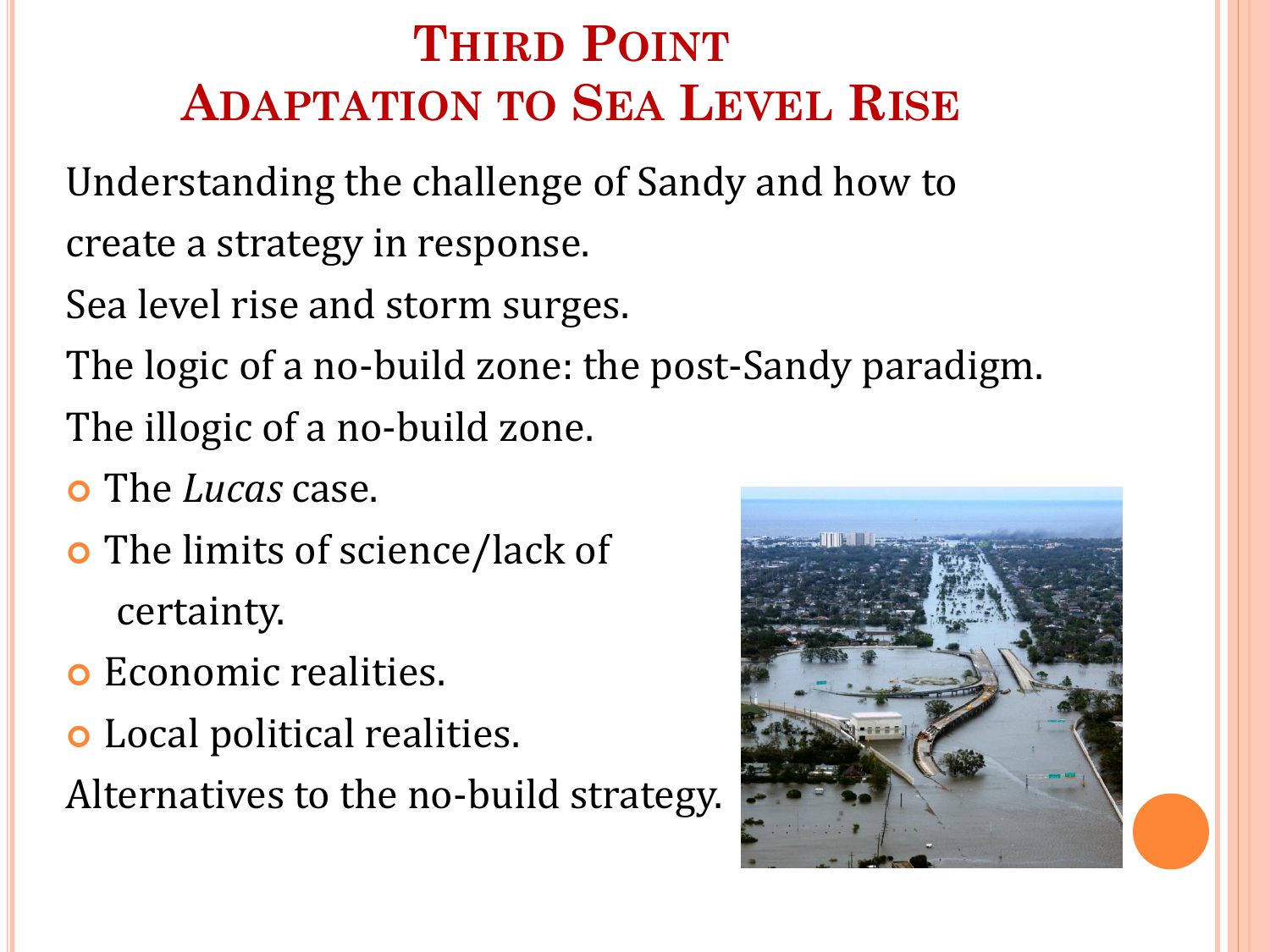# Third Point
# Adaptation to Sea Level Rise

Understanding the challenge of Sandy and how to create a strategy in response.

Sea level rise and storm surges.

The logic of a no-build zone: the post-Sandy paradigm.

The illogic of a no-build zone.

- The *Lucas* case.
- The limits of science/lack of certainty.
- Economic realities.
- Local political realities.

Alternatives to the no-build strategy.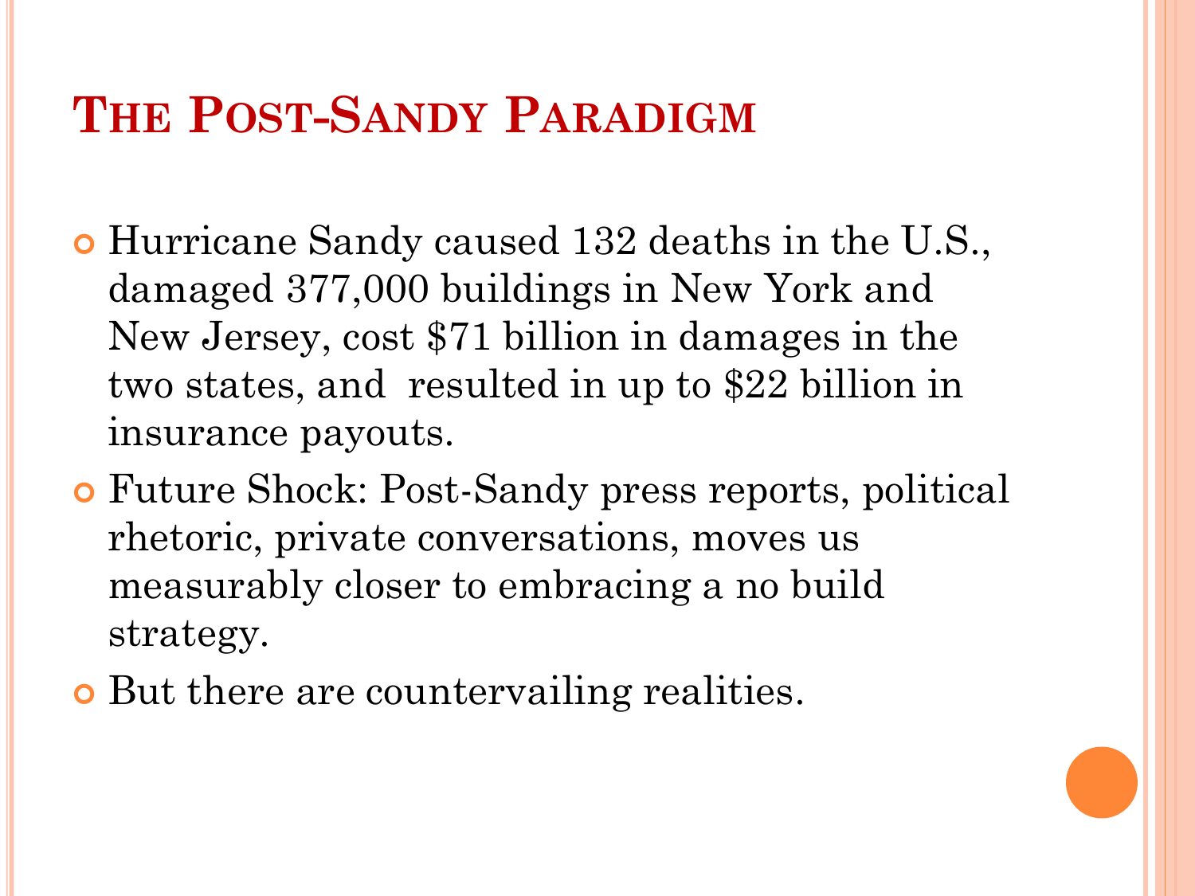# The Post-Sandy Paradigm

- Hurricane Sandy caused 132 deaths in the U.S., damaged 377,000 buildings in New York and New Jersey, cost $71 billion in damages in the two states, and resulted in up to $22 billion in insurance payouts.
- Future Shock: Post-Sandy press reports, political rhetoric, private conversations, moves us measurably closer to embracing a no build strategy.
- But there are countervailing realities.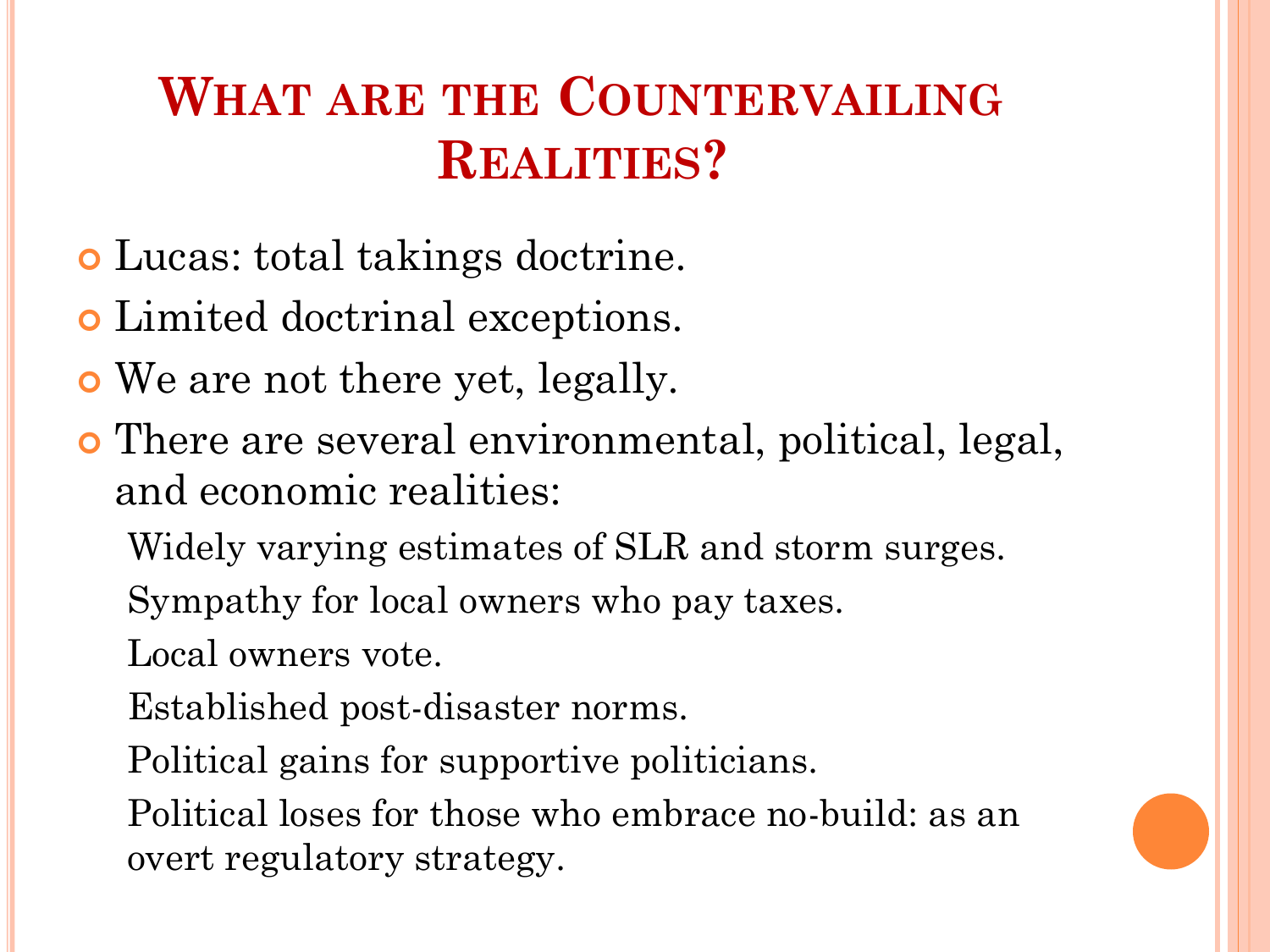# What are the Countervailing Realities?

- Lucas: total takings doctrine.
- Limited doctrinal exceptions.
- We are not there yet, legally.
- There are several environmental, political, legal, and economic realities:
  - Widely varying estimates of SLR and storm surges.
  - Sympathy for local owners who pay taxes.
  - Local owners vote.
  - Established post-disaster norms.
  - Political gains for supportive politicians.
  - Political loses for those who embrace no-build: as an overt regulatory strategy.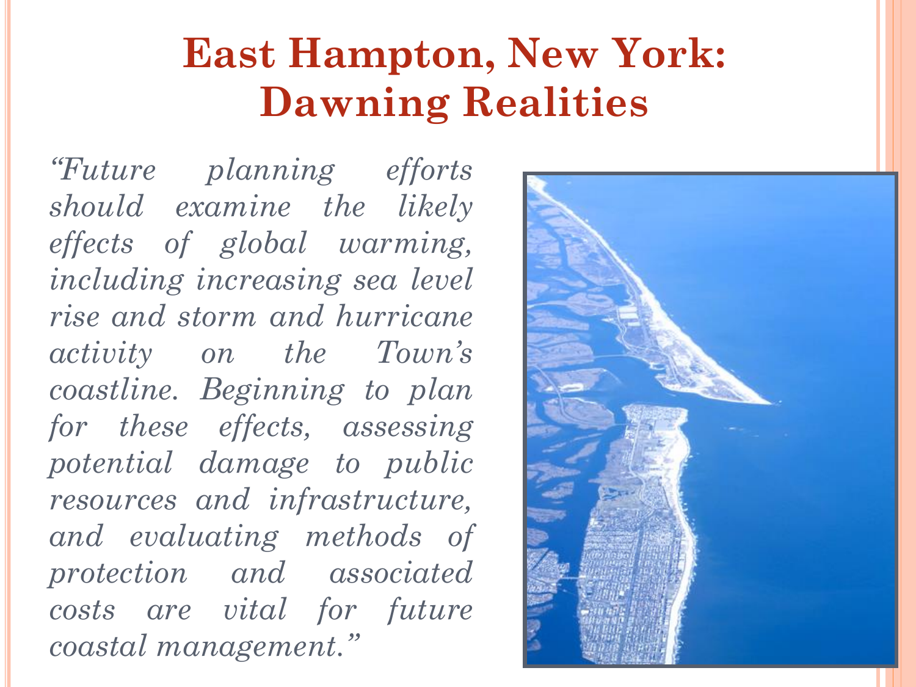# East Hampton, New York: Dawning Realities

*"Future planning efforts should examine the likely effects of global warming, including increasing sea level rise and storm and hurricane activity on the Town's coastline. Beginning to plan for these effects, assessing potential damage to public resources and infrastructure, and evaluating methods of protection and associated costs are vital for future coastal management."*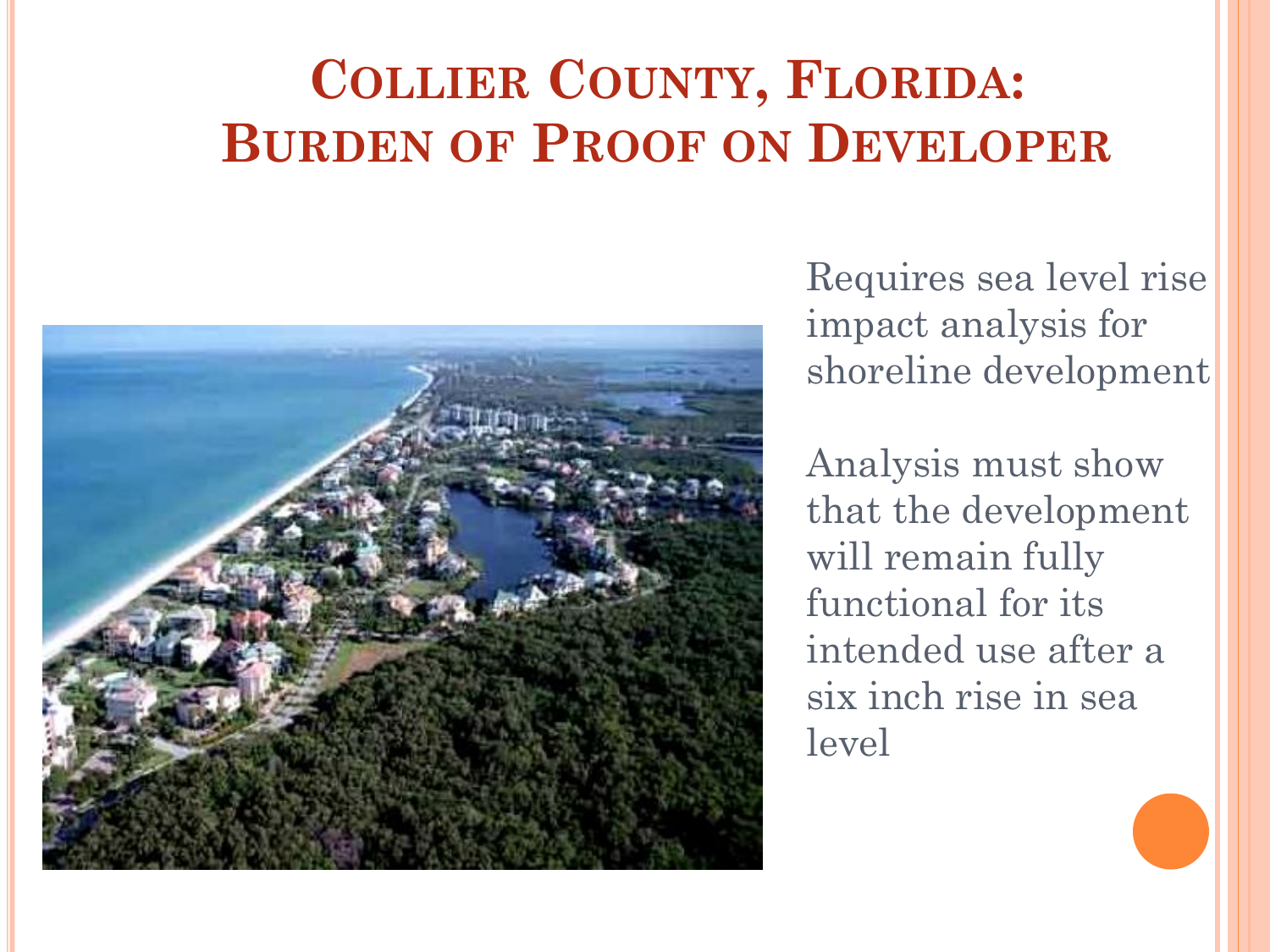# Collier County, Florida: Burden of Proof on Developer

Requires sea level rise impact analysis for shoreline development

Analysis must show that the development will remain fully functional for its intended use after a six inch rise in sea level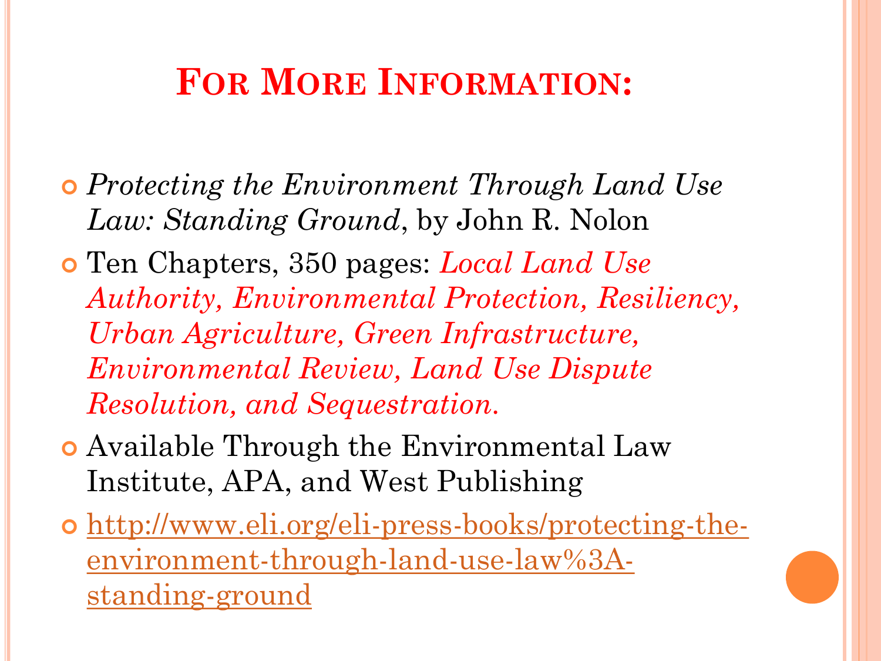# For More Information:

- *Protecting the Environment Through Land Use Law: Standing Ground*, by John R. Nolon
- Ten Chapters, 350 pages: *Local Land Use Authority, Environmental Protection, Resiliency, Urban Agriculture, Green Infrastructure, Environmental Review, Land Use Dispute Resolution, and Sequestration.*
- Available Through the Environmental Law Institute, APA, and West Publishing
- http://www.eli.org/eli-press-books/protecting-the-environment-through-land-use-law%3A-standing-ground